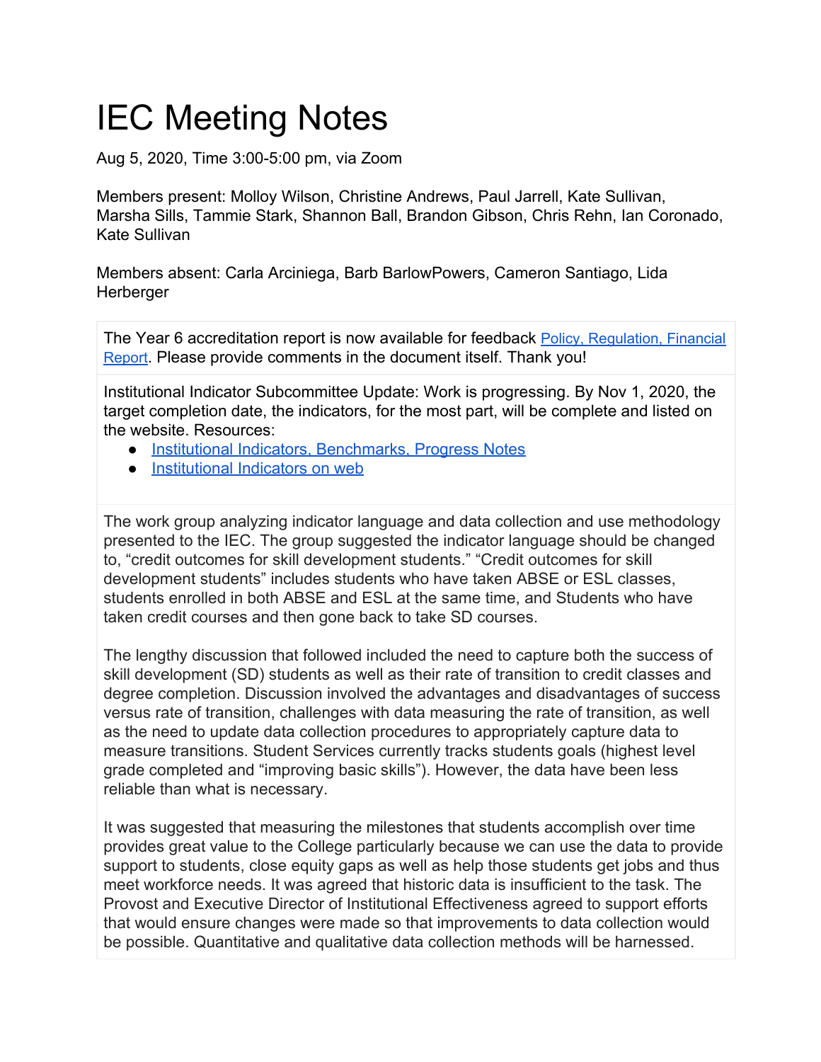# IEC Meeting Notes

Aug 5, 2020, Time 3:00-5:00 pm, via Zoom

Members present: Molloy Wilson, Christine Andrews, Paul Jarrell, Kate Sullivan, Marsha Sills, Tammie Stark, Shannon Ball, Brandon Gibson, Chris Rehn, Ian Coronado, Kate Sullivan

Members absent: Carla Arciniega, Barb BarlowPowers, Cameron Santiago, Lida Herberger

The Year 6 accreditation report is now available for feedback [Policy, Regulation, Financial Report](). Please provide comments in the document itself. Thank you!

Institutional Indicator Subcommittee Update: Work is progressing. By Nov 1, 2020, the target completion date, the indicators, for the most part, will be complete and listed on the website. Resources:

- [Institutional Indicators, Benchmarks, Progress Notes]()
- [Institutional Indicators on web]()

The work group analyzing indicator language and data collection and use methodology presented to the IEC. The group suggested the indicator language should be changed to, "credit outcomes for skill development students." "Credit outcomes for skill development students" includes students who have taken ABSE or ESL classes, students enrolled in both ABSE and ESL at the same time, and Students who have taken credit courses and then gone back to take SD courses.

The lengthy discussion that followed included the need to capture both the success of skill development (SD) students as well as their rate of transition to credit classes and degree completion. Discussion involved the advantages and disadvantages of success versus rate of transition, challenges with data measuring the rate of transition, as well as the need to update data collection procedures to appropriately capture data to measure transitions. Student Services currently tracks students goals (highest level grade completed and "improving basic skills"). However, the data have been less reliable than what is necessary.

It was suggested that measuring the milestones that students accomplish over time provides great value to the College particularly because we can use the data to provide support to students, close equity gaps as well as help those students get jobs and thus meet workforce needs. It was agreed that historic data is insufficient to the task. The Provost and Executive Director of Institutional Effectiveness agreed to support efforts that would ensure changes were made so that improvements to data collection would be possible. Quantitative and qualitative data collection methods will be harnessed.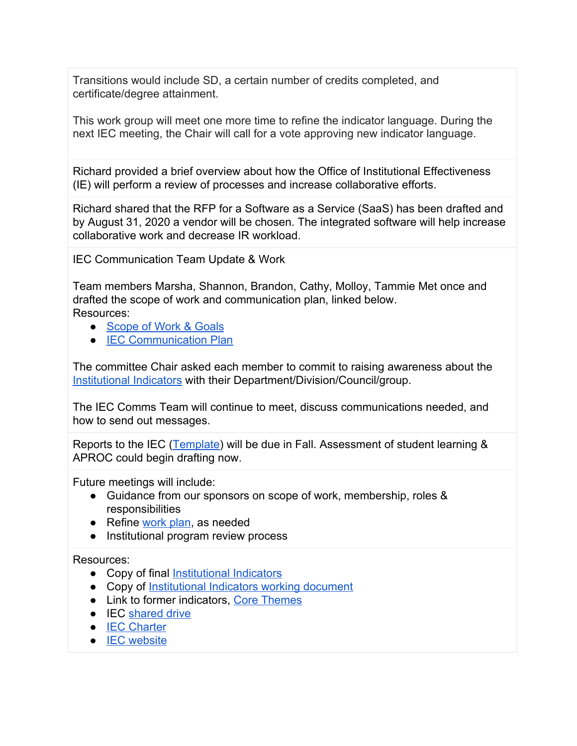| |
|---|
| Transitions would include SD, a certain number of credits completed, and certificate/degree attainment.<br><br>This work group will meet one more time to refine the indicator language. During the next IEC meeting, the Chair will call for a vote approving new indicator language. |
| Richard provided a brief overview about how the Office of Institutional Effectiveness (IE) will perform a review of processes and increase collaborative efforts. |
| Richard shared that the RFP for a Software as a Service (SaaS) has been drafted and by August 31, 2020 a vendor will be chosen. The integrated software will help increase collaborative work and decrease IR workload. |
| IEC Communication Team Update & Work<br><br>Team members Marsha, Shannon, Brandon, Cathy, Molloy, Tammie Met once and drafted the scope of work and communication plan, linked below.<br>Resources:<br>• Scope of Work & Goals<br>• IEC Communication Plan<br><br>The committee Chair asked each member to commit to raising awareness about the Institutional Indicators with their Department/Division/Council/group.<br><br>The IEC Comms Team will continue to meet, discuss communications needed, and how to send out messages. |
| Reports to the IEC (Template) will be due in Fall. Assessment of student learning & APROC could begin drafting now. |
| Future meetings will include:<br>• Guidance from our sponsors on scope of work, membership, roles & responsibilities<br>• Refine work plan, as needed<br>• Institutional program review process |
| Resources:<br>• Copy of final Institutional Indicators<br>• Copy of Institutional Indicators working document<br>• Link to former indicators, Core Themes<br>• IEC shared drive<br>• IEC Charter<br>• IEC website |